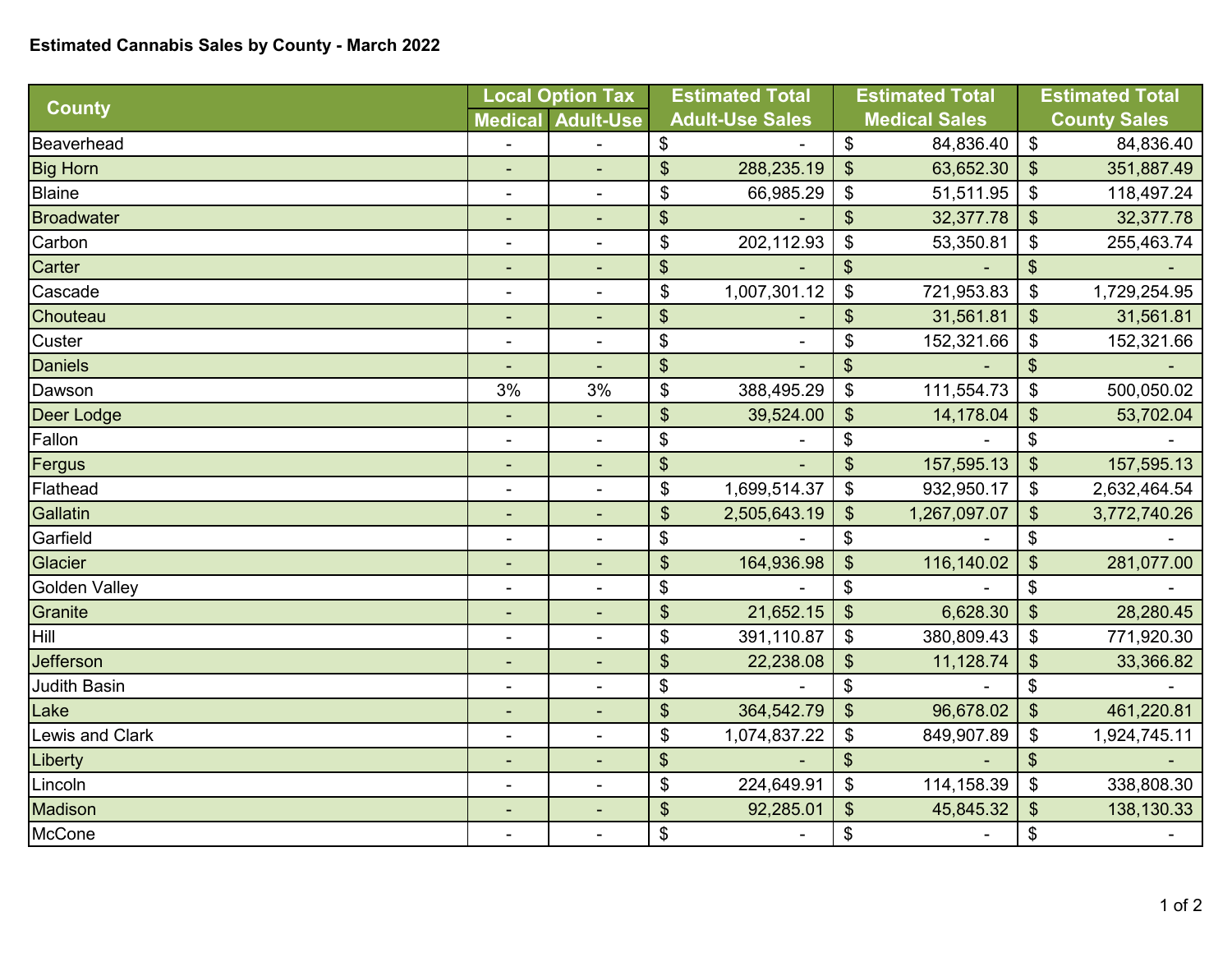**Estimated Cannabis Sales by County - March 2022**

| County | Local Option Tax | | Estimated Total Adult-Use Sales | Estimated Total Medical Sales | Estimated Total County Sales |
|---|---|---|---|---|---|
| | Medical | Adult-Use | | | |
| Beaverhead | - | - | $ - | $ 84,836.40 | $ 84,836.40 |
| Big Horn | - | - | $ 288,235.19 | $ 63,652.30 | $ 351,887.49 |
| Blaine | - | - | $ 66,985.29 | $ 51,511.95 | $ 118,497.24 |
| Broadwater | - | - | $ - | $ 32,377.78 | $ 32,377.78 |
| Carbon | - | - | $ 202,112.93 | $ 53,350.81 | $ 255,463.74 |
| Carter | - | - | $ - | $ - | $ - |
| Cascade | - | - | $ 1,007,301.12 | $ 721,953.83 | $ 1,729,254.95 |
| Chouteau | - | - | $ - | $ 31,561.81 | $ 31,561.81 |
| Custer | - | - | $ - | $ 152,321.66 | $ 152,321.66 |
| Daniels | - | - | $ - | $ - | $ - |
| Dawson | 3% | 3% | $ 388,495.29 | $ 111,554.73 | $ 500,050.02 |
| Deer Lodge | - | - | $ 39,524.00 | $ 14,178.04 | $ 53,702.04 |
| Fallon | - | - | $ - | $ - | $ - |
| Fergus | - | - | $ - | $ 157,595.13 | $ 157,595.13 |
| Flathead | - | - | $ 1,699,514.37 | $ 932,950.17 | $ 2,632,464.54 |
| Gallatin | - | - | $ 2,505,643.19 | $ 1,267,097.07 | $ 3,772,740.26 |
| Garfield | - | - | $ - | $ - | $ - |
| Glacier | - | - | $ 164,936.98 | $ 116,140.02 | $ 281,077.00 |
| Golden Valley | - | - | $ - | $ - | $ - |
| Granite | - | - | $ 21,652.15 | $ 6,628.30 | $ 28,280.45 |
| Hill | - | - | $ 391,110.87 | $ 380,809.43 | $ 771,920.30 |
| Jefferson | - | - | $ 22,238.08 | $ 11,128.74 | $ 33,366.82 |
| Judith Basin | - | - | $ - | $ - | $ - |
| Lake | - | - | $ 364,542.79 | $ 96,678.02 | $ 461,220.81 |
| Lewis and Clark | - | - | $ 1,074,837.22 | $ 849,907.89 | $ 1,924,745.11 |
| Liberty | - | - | $ - | $ - | $ - |
| Lincoln | - | - | $ 224,649.91 | $ 114,158.39 | $ 338,808.30 |
| Madison | - | - | $ 92,285.01 | $ 45,845.32 | $ 138,130.33 |
| McCone | - | - | $ - | $ - | $ - |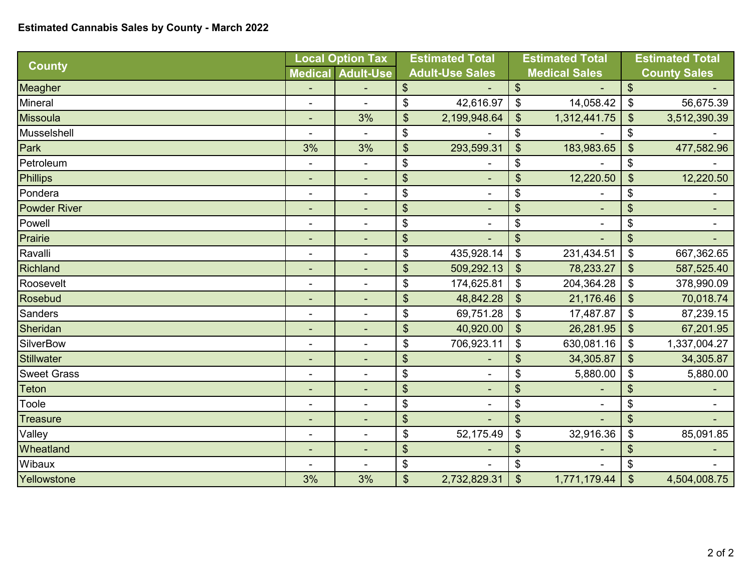**Estimated Cannabis Sales by County - March 2022**

| County | Local Option Tax | | Estimated Total Adult-Use Sales | Estimated Total Medical Sales | Estimated Total County Sales |
|---|---|---|---|---|---|
| | Medical | Adult-Use | | | |
| Meagher | - | - | $ - | $ - | $ - |
| Mineral | - | - | $ 42,616.97 | $ 14,058.42 | $ 56,675.39 |
| Missoula | - | 3% | $ 2,199,948.64 | $ 1,312,441.75 | $ 3,512,390.39 |
| Musselshell | - | - | $ - | $ - | $ - |
| Park | 3% | 3% | $ 293,599.31 | $ 183,983.65 | $ 477,582.96 |
| Petroleum | - | - | $ - | $ - | $ - |
| Phillips | - | - | $ - | $ 12,220.50 | $ 12,220.50 |
| Pondera | - | - | $ - | $ - | $ - |
| Powder River | - | - | $ - | $ - | $ - |
| Powell | - | - | $ - | $ - | $ - |
| Prairie | - | - | $ - | $ - | $ - |
| Ravalli | - | - | $ 435,928.14 | $ 231,434.51 | $ 667,362.65 |
| Richland | - | - | $ 509,292.13 | $ 78,233.27 | $ 587,525.40 |
| Roosevelt | - | - | $ 174,625.81 | $ 204,364.28 | $ 378,990.09 |
| Rosebud | - | - | $ 48,842.28 | $ 21,176.46 | $ 70,018.74 |
| Sanders | - | - | $ 69,751.28 | $ 17,487.87 | $ 87,239.15 |
| Sheridan | - | - | $ 40,920.00 | $ 26,281.95 | $ 67,201.95 |
| SilverBow | - | - | $ 706,923.11 | $ 630,081.16 | $ 1,337,004.27 |
| Stillwater | - | - | $ - | $ 34,305.87 | $ 34,305.87 |
| Sweet Grass | - | - | $ - | $ 5,880.00 | $ 5,880.00 |
| Teton | - | - | $ - | $ - | $ - |
| Toole | - | - | $ - | $ - | $ - |
| Treasure | - | - | $ - | $ - | $ - |
| Valley | - | - | $ 52,175.49 | $ 32,916.36 | $ 85,091.85 |
| Wheatland | - | - | $ - | $ - | $ - |
| Wibaux | - | - | $ - | $ - | $ - |
| Yellowstone | 3% | 3% | $ 2,732,829.31 | $ 1,771,179.44 | $ 4,504,008.75 |